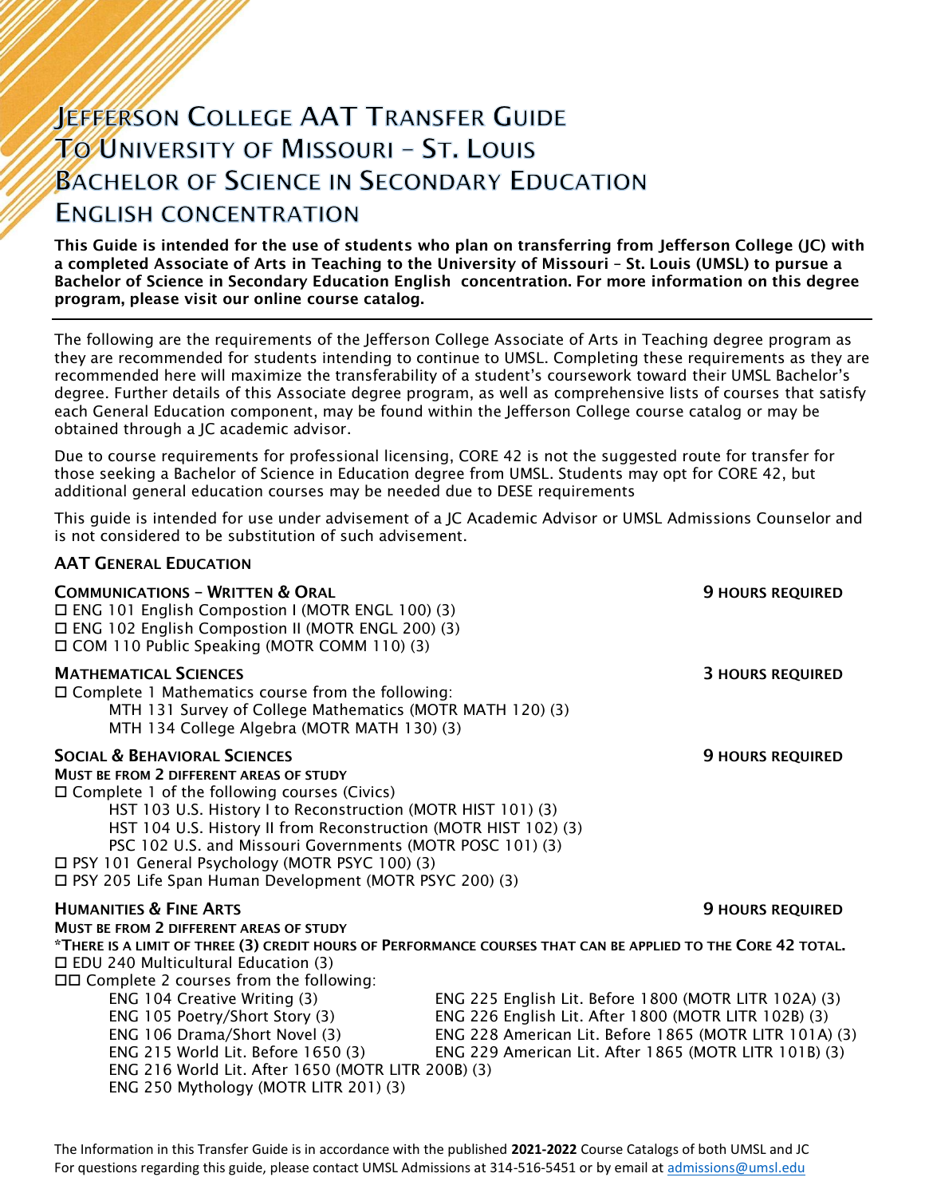# Jefferson College AAT Transfer Guide To University of Missouri – St. Louis Bachelor of Science in Secondary Education English concentration

**This Guide is intended for the use of students who plan on transferring from Jefferson College (JC) with a completed Associate of Arts in Teaching to the University of Missouri – St. Louis (UMSL) to pursue a Bachelor of Science in Secondary Education English concentration. For more information on this degree program, please visit our online course catalog.**

---

The following are the requirements of the Jefferson College Associate of Arts in Teaching degree program as they are recommended for students intending to continue to UMSL. Completing these requirements as they are recommended here will maximize the transferability of a student's coursework toward their UMSL Bachelor's degree. Further details of this Associate degree program, as well as comprehensive lists of courses that satisfy each General Education component, may be found within the Jefferson College course catalog or may be obtained through a JC academic advisor.

Due to course requirements for professional licensing, CORE 42 is not the suggested route for transfer for those seeking a Bachelor of Science in Education degree from UMSL. Students may opt for CORE 42, but additional general education courses may be needed due to DESE requirements

This guide is intended for use under advisement of a JC Academic Advisor or UMSL Admissions Counselor and is not considered to be substitution of such advisement.

## AAT General Education

### Communications – Written & Oral — 9 Hours Required

- ☐ ENG 101 English Compostion I (MOTR ENGL 100) (3)
- ☐ ENG 102 English Compostion II (MOTR ENGL 200) (3)
- ☐ COM 110 Public Speaking (MOTR COMM 110) (3)

### Mathematical Sciences — 3 Hours Required

- ☐ Complete 1 Mathematics course from the following:
  - MTH 131 Survey of College Mathematics (MOTR MATH 120) (3)
  - MTH 134 College Algebra (MOTR MATH 130) (3)

### Social & Behavioral Sciences — 9 Hours Required

**Must be from 2 different areas of study**

- ☐ Complete 1 of the following courses (Civics)
  - HST 103 U.S. History I to Reconstruction (MOTR HIST 101) (3)
  - HST 104 U.S. History II from Reconstruction (MOTR HIST 102) (3)
  - PSC 102 U.S. and Missouri Governments (MOTR POSC 101) (3)
- ☐ PSY 101 General Psychology (MOTR PSYC 100) (3)
- ☐ PSY 205 Life Span Human Development (MOTR PSYC 200) (3)

### Humanities & Fine Arts — 9 Hours Required

**Must be from 2 different areas of study**

**\*There is a limit of three (3) credit hours of Performance courses that can be applied to the Core 42 total.**

- ☐ EDU 240 Multicultural Education (3)
- ☐☐ Complete 2 courses from the following:
  - ENG 104 Creative Writing (3)
  - ENG 105 Poetry/Short Story (3)
  - ENG 106 Drama/Short Novel (3)
  - ENG 215 World Lit. Before 1650 (3)
  - ENG 216 World Lit. After 1650 (MOTR LITR 200B) (3)
  - ENG 250 Mythology (MOTR LITR 201) (3)
  - ENG 225 English Lit. Before 1800 (MOTR LITR 102A) (3)
  - ENG 226 English Lit. After 1800 (MOTR LITR 102B) (3)
  - ENG 228 American Lit. Before 1865 (MOTR LITR 101A) (3)
  - ENG 229 American Lit. After 1865 (MOTR LITR 101B) (3)

The Information in this Transfer Guide is in accordance with the published **2021-2022** Course Catalogs of both UMSL and JC
For questions regarding this guide, please contact UMSL Admissions at 314-516-5451 or by email at admissions@umsl.edu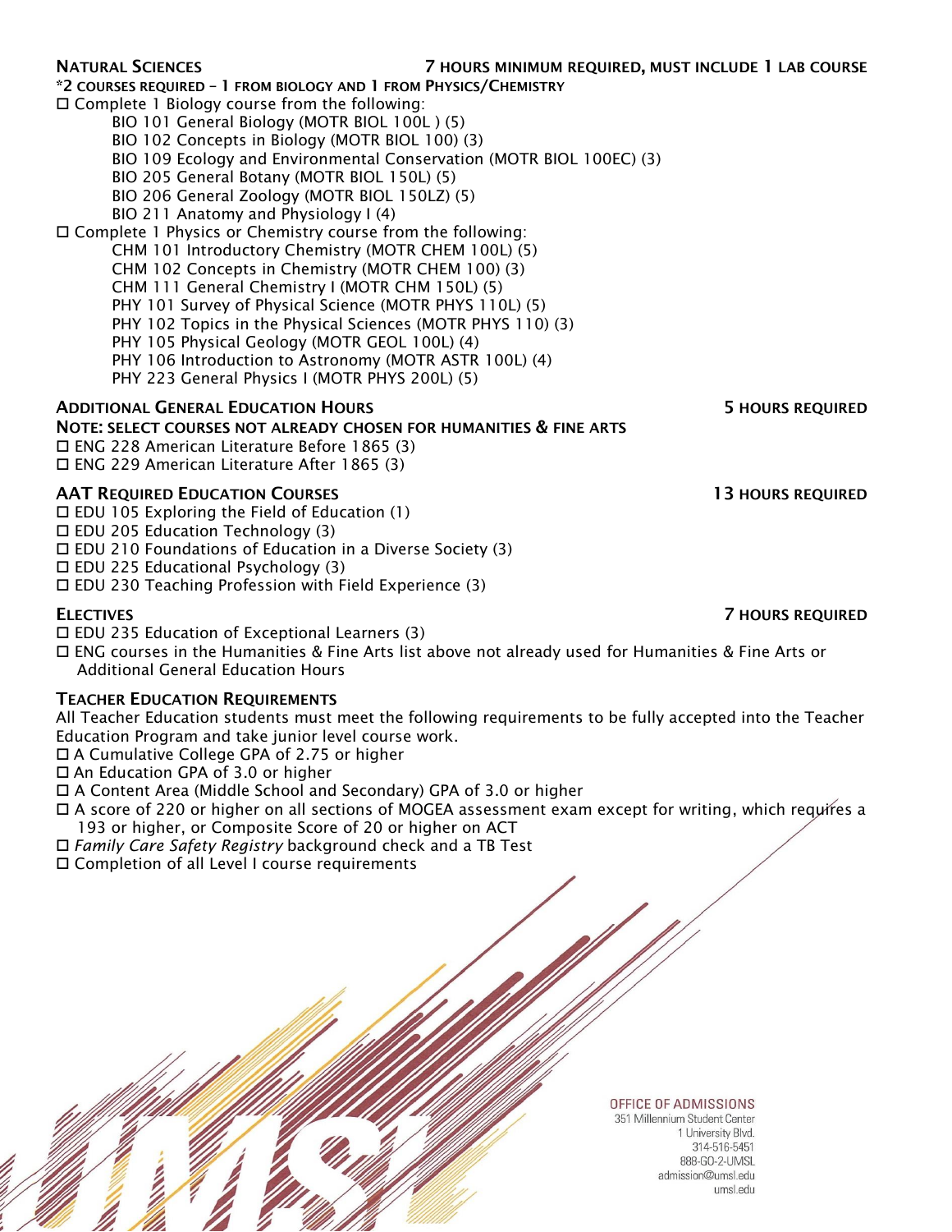## NATURAL SCIENCES — 7 HOURS MINIMUM REQUIRED, MUST INCLUDE 1 LAB COURSE

**\*2 COURSES REQUIRED – 1 FROM BIOLOGY AND 1 FROM PHYSICS/CHEMISTRY**

- ☐ Complete 1 Biology course from the following:
  - BIO 101 General Biology (MOTR BIOL 100L ) (5)
  - BIO 102 Concepts in Biology (MOTR BIOL 100) (3)
  - BIO 109 Ecology and Environmental Conservation (MOTR BIOL 100EC) (3)
  - BIO 205 General Botany (MOTR BIOL 150L) (5)
  - BIO 206 General Zoology (MOTR BIOL 150LZ) (5)
  - BIO 211 Anatomy and Physiology I (4)
- ☐ Complete 1 Physics or Chemistry course from the following:
  - CHM 101 Introductory Chemistry (MOTR CHEM 100L) (5)
  - CHM 102 Concepts in Chemistry (MOTR CHEM 100) (3)
  - CHM 111 General Chemistry I (MOTR CHM 150L) (5)
  - PHY 101 Survey of Physical Science (MOTR PHYS 110L) (5)
  - PHY 102 Topics in the Physical Sciences (MOTR PHYS 110) (3)
  - PHY 105 Physical Geology (MOTR GEOL 100L) (4)
  - PHY 106 Introduction to Astronomy (MOTR ASTR 100L) (4)
  - PHY 223 General Physics I (MOTR PHYS 200L) (5)

## ADDITIONAL GENERAL EDUCATION HOURS — 5 HOURS REQUIRED

**NOTE: SELECT COURSES NOT ALREADY CHOSEN FOR HUMANITIES & FINE ARTS**

- ☐ ENG 228 American Literature Before 1865 (3)
- ☐ ENG 229 American Literature After 1865 (3)

## AAT REQUIRED EDUCATION COURSES — 13 HOURS REQUIRED

- ☐ EDU 105 Exploring the Field of Education (1)
- ☐ EDU 205 Education Technology (3)
- ☐ EDU 210 Foundations of Education in a Diverse Society (3)
- ☐ EDU 225 Educational Psychology (3)
- ☐ EDU 230 Teaching Profession with Field Experience (3)

## ELECTIVES — 7 HOURS REQUIRED

- ☐ EDU 235 Education of Exceptional Learners (3)
- ☐ ENG courses in the Humanities & Fine Arts list above not already used for Humanities & Fine Arts or Additional General Education Hours

## TEACHER EDUCATION REQUIREMENTS

All Teacher Education students must meet the following requirements to be fully accepted into the Teacher Education Program and take junior level course work.

- ☐ A Cumulative College GPA of 2.75 or higher
- ☐ An Education GPA of 3.0 or higher
- ☐ A Content Area (Middle School and Secondary) GPA of 3.0 or higher
- ☐ A score of 220 or higher on all sections of MOGEA assessment exam except for writing, which requires a 193 or higher, or Composite Score of 20 or higher on ACT
- ☐ *Family Care Safety Registry* background check and a TB Test
- ☐ Completion of all Level I course requirements

OFFICE OF ADMISSIONS
351 Millennium Student Center
1 University Blvd.
314-516-5451
888-GO-2-UMSL
admission@umsl.edu
umsl.edu